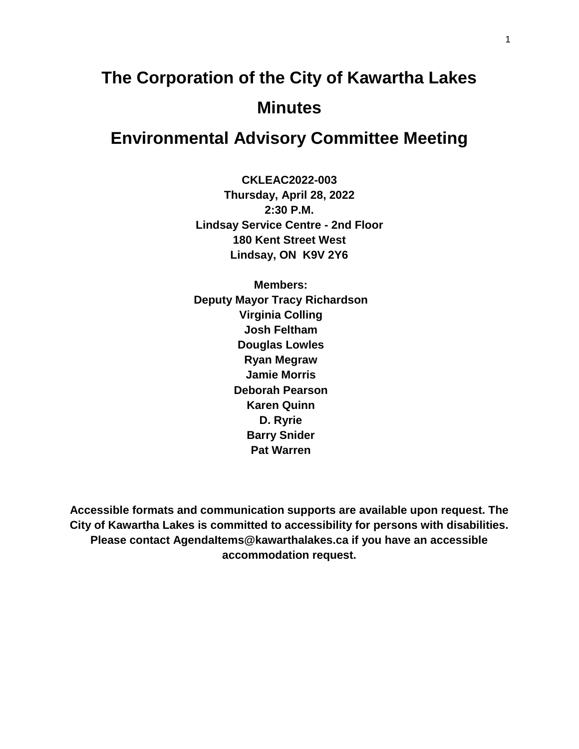# The Corporation of the City of Kawartha Lakes

# Minutes

# Environmental Advisory Committee Meeting

**CKLEAC2022-003**
**Thursday, April 28, 2022**
**2:30 P.M.**
**Lindsay Service Centre - 2nd Floor**
**180 Kent Street West**
**Lindsay, ON K9V 2Y6**

**Members:**
**Deputy Mayor Tracy Richardson**
**Virginia Colling**
**Josh Feltham**
**Douglas Lowles**
**Ryan Megraw**
**Jamie Morris**
**Deborah Pearson**
**Karen Quinn**
**D. Ryrie**
**Barry Snider**
**Pat Warren**

**Accessible formats and communication supports are available upon request. The City of Kawartha Lakes is committed to accessibility for persons with disabilities. Please contact AgendaItems@kawarthalakes.ca if you have an accessible accommodation request.**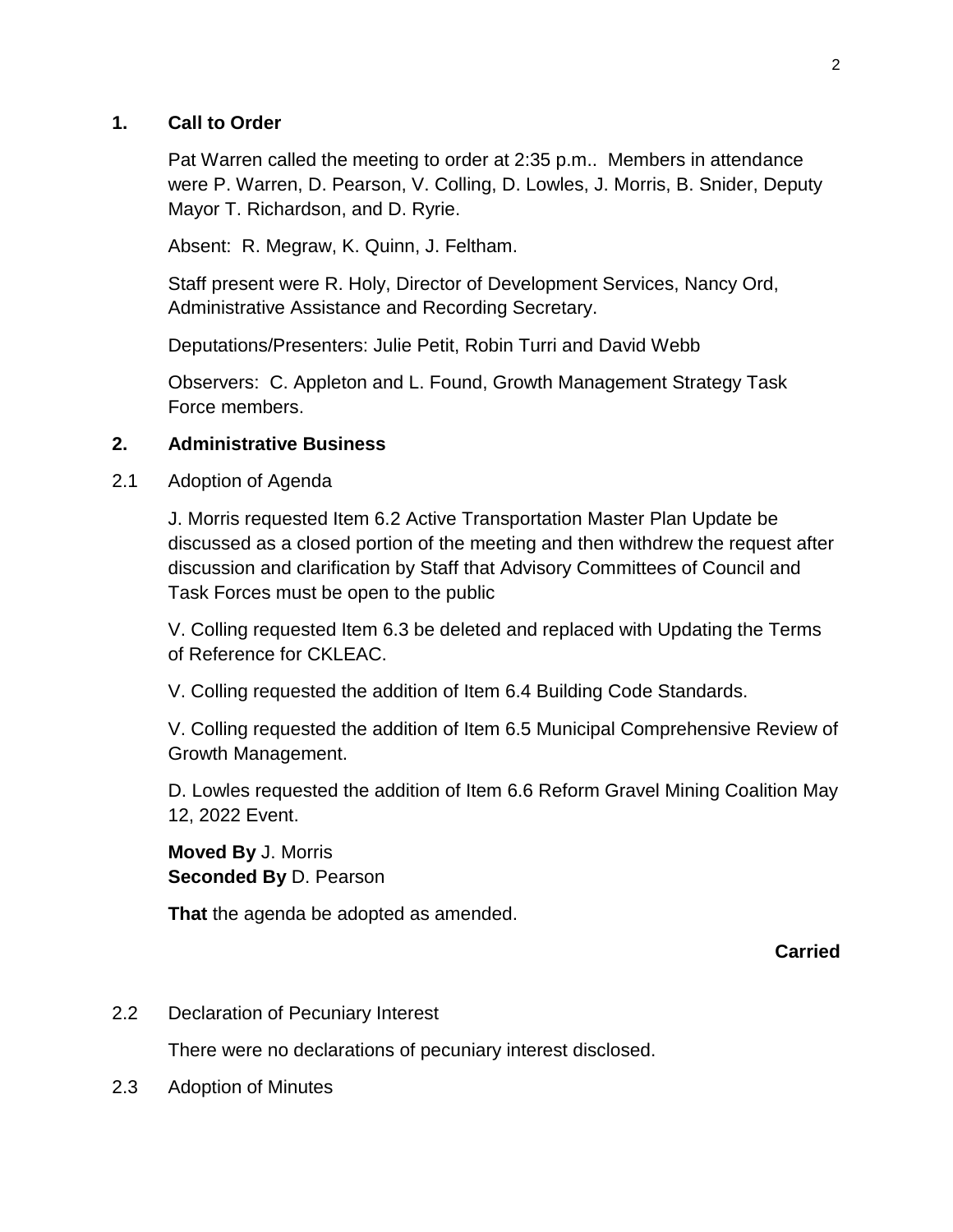## 1. Call to Order

Pat Warren called the meeting to order at 2:35 p.m.. Members in attendance were P. Warren, D. Pearson, V. Colling, D. Lowles, J. Morris, B. Snider, Deputy Mayor T. Richardson, and D. Ryrie.

Absent: R. Megraw, K. Quinn, J. Feltham.

Staff present were R. Holy, Director of Development Services, Nancy Ord, Administrative Assistance and Recording Secretary.

Deputations/Presenters: Julie Petit, Robin Turri and David Webb

Observers: C. Appleton and L. Found, Growth Management Strategy Task Force members.

## 2. Administrative Business

2.1 Adoption of Agenda

J. Morris requested Item 6.2 Active Transportation Master Plan Update be discussed as a closed portion of the meeting and then withdrew the request after discussion and clarification by Staff that Advisory Committees of Council and Task Forces must be open to the public

V. Colling requested Item 6.3 be deleted and replaced with Updating the Terms of Reference for CKLEAC.

V. Colling requested the addition of Item 6.4 Building Code Standards.

V. Colling requested the addition of Item 6.5 Municipal Comprehensive Review of Growth Management.

D. Lowles requested the addition of Item 6.6 Reform Gravel Mining Coalition May 12, 2022 Event.

**Moved By** J. Morris
**Seconded By** D. Pearson

**That** the agenda be adopted as amended.

**Carried**

2.2 Declaration of Pecuniary Interest

There were no declarations of pecuniary interest disclosed.

2.3 Adoption of Minutes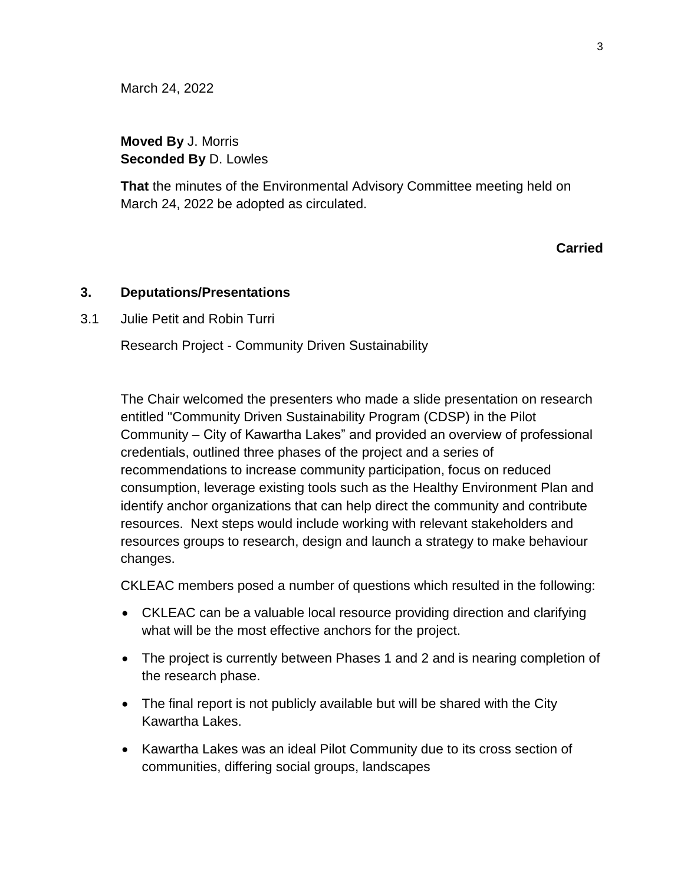March 24, 2022

**Moved By** J. Morris
**Seconded By** D. Lowles

**That** the minutes of the Environmental Advisory Committee meeting held on March 24, 2022 be adopted as circulated.

**Carried**

## 3. Deputations/Presentations

3.1 Julie Petit and Robin Turri

Research Project - Community Driven Sustainability

The Chair welcomed the presenters who made a slide presentation on research entitled "Community Driven Sustainability Program (CDSP) in the Pilot Community – City of Kawartha Lakes" and provided an overview of professional credentials, outlined three phases of the project and a series of recommendations to increase community participation, focus on reduced consumption, leverage existing tools such as the Healthy Environment Plan and identify anchor organizations that can help direct the community and contribute resources. Next steps would include working with relevant stakeholders and resources groups to research, design and launch a strategy to make behaviour changes.

CKLEAC members posed a number of questions which resulted in the following:

- CKLEAC can be a valuable local resource providing direction and clarifying what will be the most effective anchors for the project.
- The project is currently between Phases 1 and 2 and is nearing completion of the research phase.
- The final report is not publicly available but will be shared with the City Kawartha Lakes.
- Kawartha Lakes was an ideal Pilot Community due to its cross section of communities, differing social groups, landscapes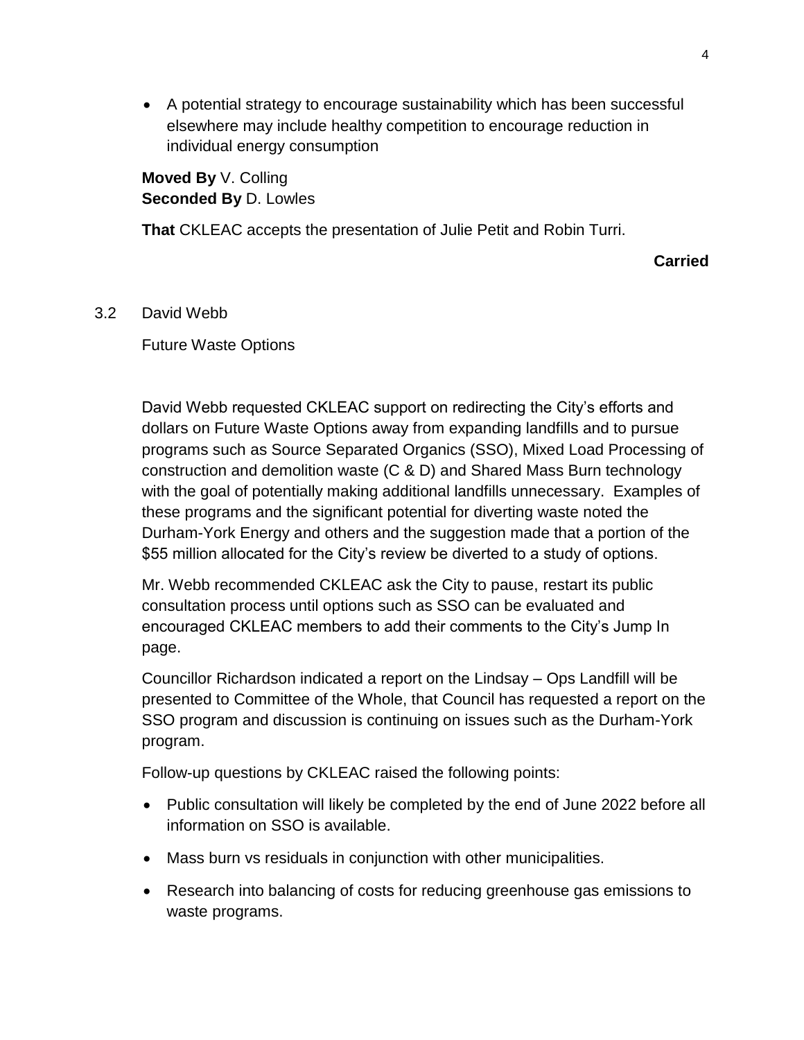- A potential strategy to encourage sustainability which has been successful elsewhere may include healthy competition to encourage reduction in individual energy consumption

**Moved By** V. Colling
**Seconded By** D. Lowles

**That** CKLEAC accepts the presentation of Julie Petit and Robin Turri.

**Carried**

3.2 David Webb

Future Waste Options

David Webb requested CKLEAC support on redirecting the City's efforts and dollars on Future Waste Options away from expanding landfills and to pursue programs such as Source Separated Organics (SSO), Mixed Load Processing of construction and demolition waste (C & D) and Shared Mass Burn technology with the goal of potentially making additional landfills unnecessary. Examples of these programs and the significant potential for diverting waste noted the Durham-York Energy and others and the suggestion made that a portion of the $55 million allocated for the City's review be diverted to a study of options.

Mr. Webb recommended CKLEAC ask the City to pause, restart its public consultation process until options such as SSO can be evaluated and encouraged CKLEAC members to add their comments to the City's Jump In page.

Councillor Richardson indicated a report on the Lindsay – Ops Landfill will be presented to Committee of the Whole, that Council has requested a report on the SSO program and discussion is continuing on issues such as the Durham-York program.

Follow-up questions by CKLEAC raised the following points:

- Public consultation will likely be completed by the end of June 2022 before all information on SSO is available.
- Mass burn vs residuals in conjunction with other municipalities.
- Research into balancing of costs for reducing greenhouse gas emissions to waste programs.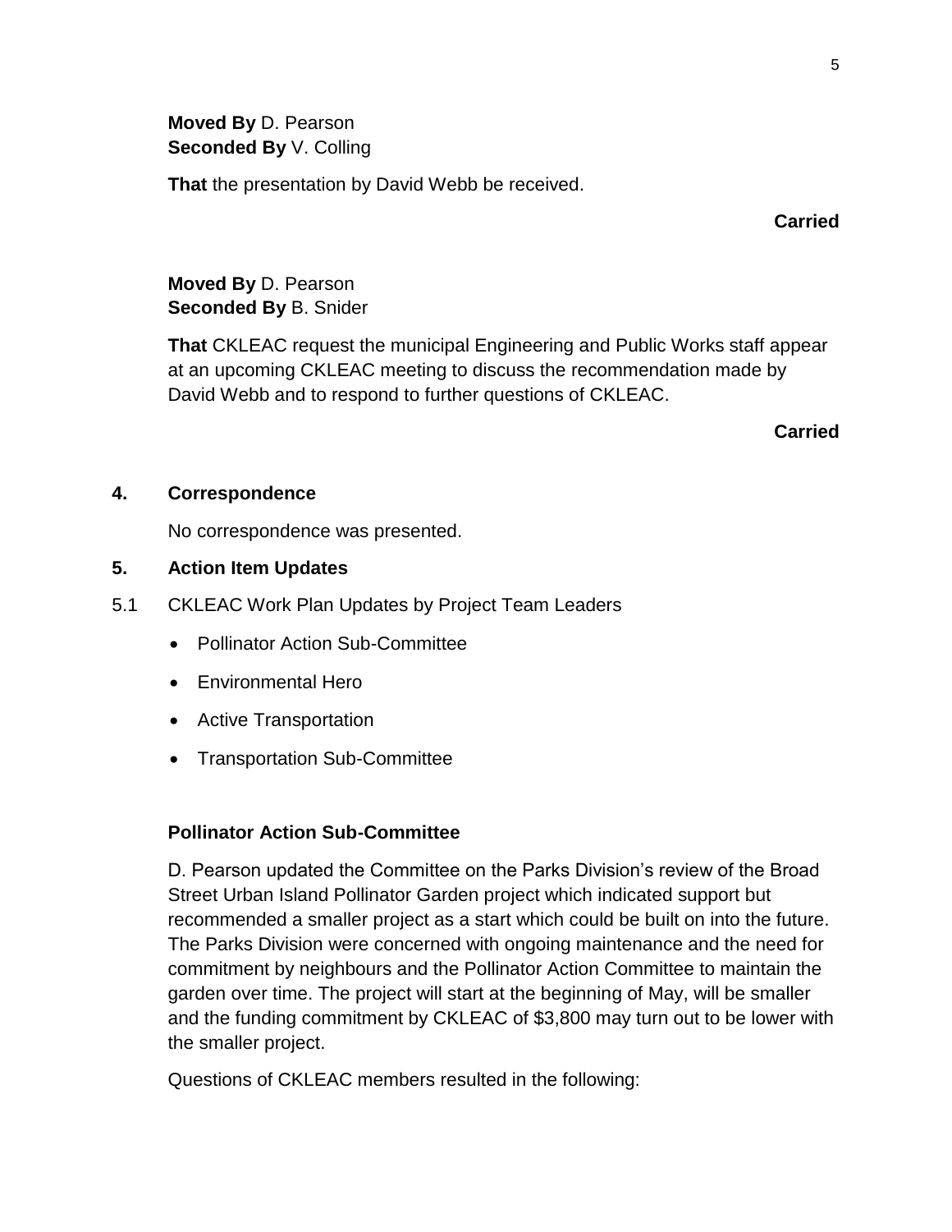**Moved By** D. Pearson
**Seconded By** V. Colling

**That** the presentation by David Webb be received.

**Carried**

**Moved By** D. Pearson
**Seconded By** B. Snider

**That** CKLEAC request the municipal Engineering and Public Works staff appear at an upcoming CKLEAC meeting to discuss the recommendation made by David Webb and to respond to further questions of CKLEAC.

**Carried**

## 4. Correspondence

No correspondence was presented.

## 5. Action Item Updates

5.1 CKLEAC Work Plan Updates by Project Team Leaders

- Pollinator Action Sub-Committee
- Environmental Hero
- Active Transportation
- Transportation Sub-Committee

**Pollinator Action Sub-Committee**

D. Pearson updated the Committee on the Parks Division's review of the Broad Street Urban Island Pollinator Garden project which indicated support but recommended a smaller project as a start which could be built on into the future. The Parks Division were concerned with ongoing maintenance and the need for commitment by neighbours and the Pollinator Action Committee to maintain the garden over time. The project will start at the beginning of May, will be smaller and the funding commitment by CKLEAC of $3,800 may turn out to be lower with the smaller project.

Questions of CKLEAC members resulted in the following: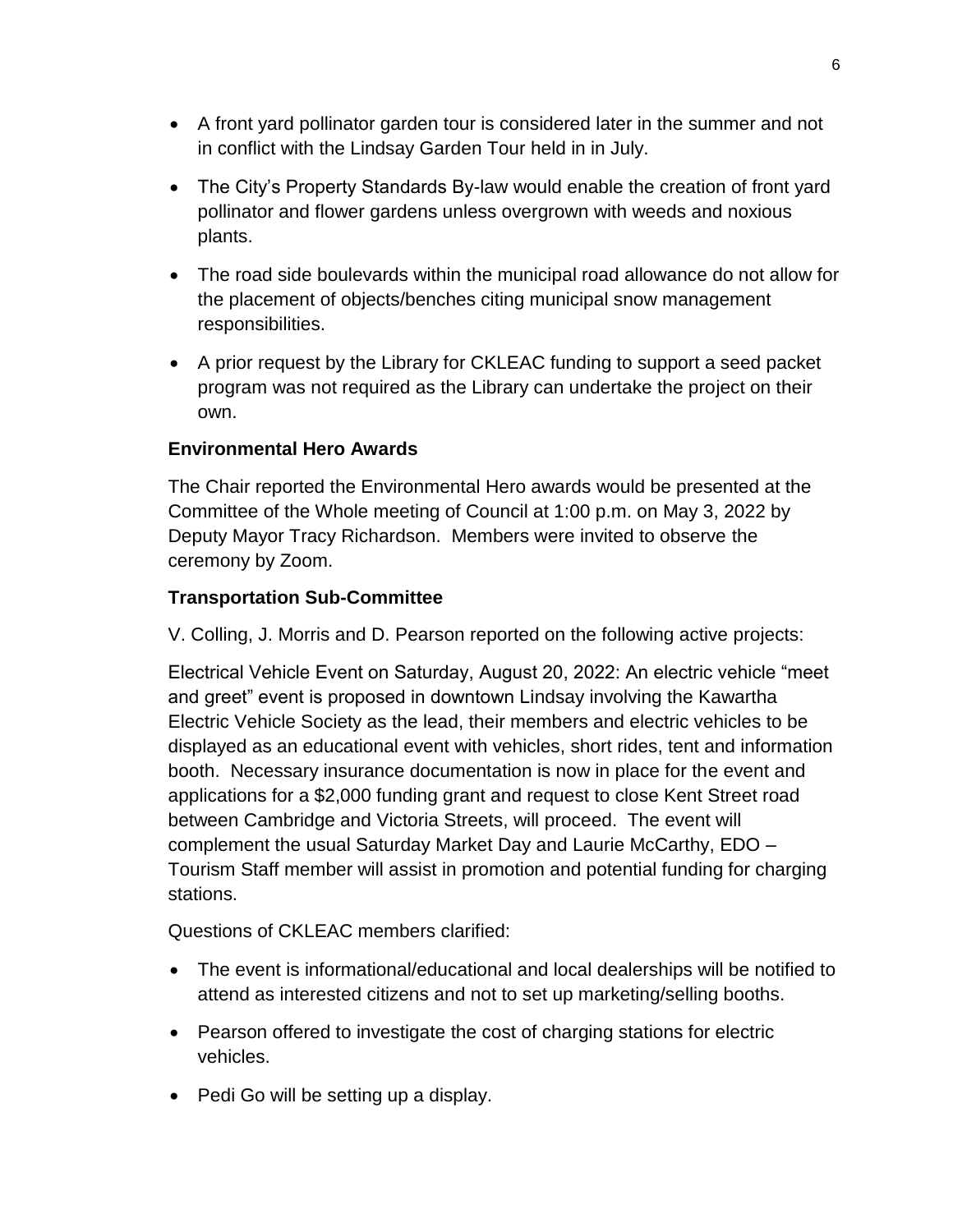- A front yard pollinator garden tour is considered later in the summer and not in conflict with the Lindsay Garden Tour held in in July.
- The City's Property Standards By-law would enable the creation of front yard pollinator and flower gardens unless overgrown with weeds and noxious plants.
- The road side boulevards within the municipal road allowance do not allow for the placement of objects/benches citing municipal snow management responsibilities.
- A prior request by the Library for CKLEAC funding to support a seed packet program was not required as the Library can undertake the project on their own.

**Environmental Hero Awards**

The Chair reported the Environmental Hero awards would be presented at the Committee of the Whole meeting of Council at 1:00 p.m. on May 3, 2022 by Deputy Mayor Tracy Richardson. Members were invited to observe the ceremony by Zoom.

**Transportation Sub-Committee**

V. Colling, J. Morris and D. Pearson reported on the following active projects:

Electrical Vehicle Event on Saturday, August 20, 2022: An electric vehicle "meet and greet" event is proposed in downtown Lindsay involving the Kawartha Electric Vehicle Society as the lead, their members and electric vehicles to be displayed as an educational event with vehicles, short rides, tent and information booth. Necessary insurance documentation is now in place for the event and applications for a $2,000 funding grant and request to close Kent Street road between Cambridge and Victoria Streets, will proceed. The event will complement the usual Saturday Market Day and Laurie McCarthy, EDO – Tourism Staff member will assist in promotion and potential funding for charging stations.

Questions of CKLEAC members clarified:

- The event is informational/educational and local dealerships will be notified to attend as interested citizens and not to set up marketing/selling booths.
- Pearson offered to investigate the cost of charging stations for electric vehicles.
- Pedi Go will be setting up a display.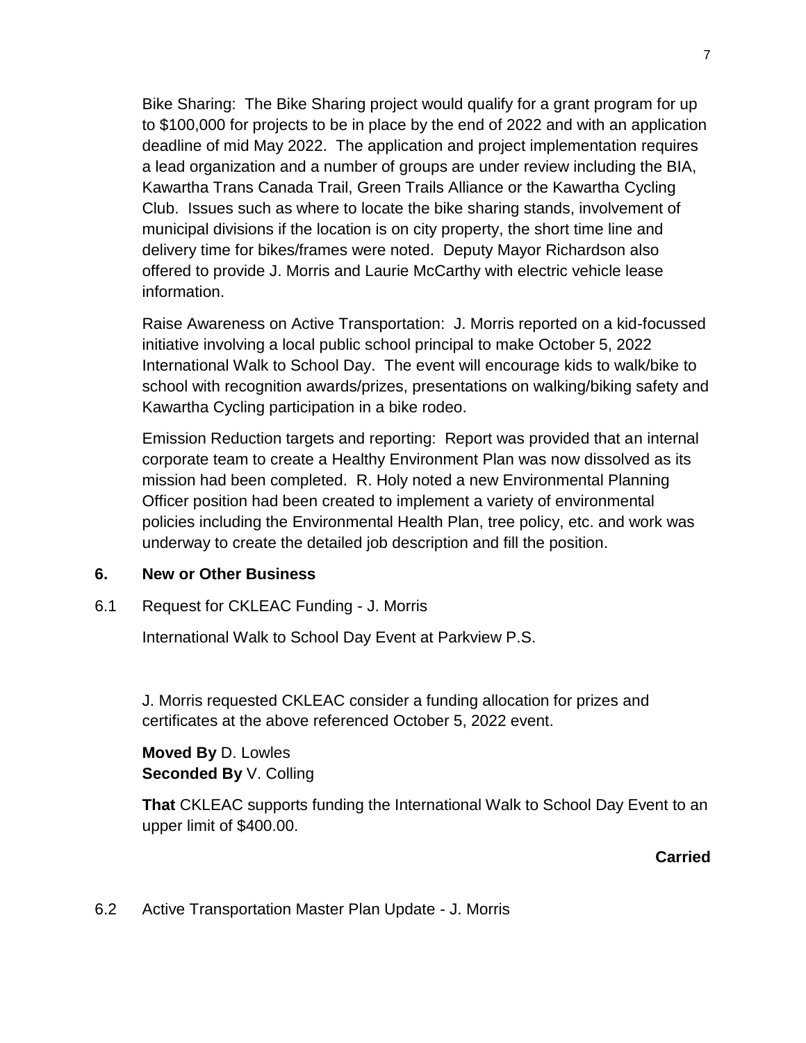Bike Sharing: The Bike Sharing project would qualify for a grant program for up to $100,000 for projects to be in place by the end of 2022 and with an application deadline of mid May 2022. The application and project implementation requires a lead organization and a number of groups are under review including the BIA, Kawartha Trans Canada Trail, Green Trails Alliance or the Kawartha Cycling Club. Issues such as where to locate the bike sharing stands, involvement of municipal divisions if the location is on city property, the short time line and delivery time for bikes/frames were noted. Deputy Mayor Richardson also offered to provide J. Morris and Laurie McCarthy with electric vehicle lease information.

Raise Awareness on Active Transportation: J. Morris reported on a kid-focussed initiative involving a local public school principal to make October 5, 2022 International Walk to School Day. The event will encourage kids to walk/bike to school with recognition awards/prizes, presentations on walking/biking safety and Kawartha Cycling participation in a bike rodeo.

Emission Reduction targets and reporting: Report was provided that an internal corporate team to create a Healthy Environment Plan was now dissolved as its mission had been completed. R. Holy noted a new Environmental Planning Officer position had been created to implement a variety of environmental policies including the Environmental Health Plan, tree policy, etc. and work was underway to create the detailed job description and fill the position.

## 6. New or Other Business

### 6.1 Request for CKLEAC Funding - J. Morris

International Walk to School Day Event at Parkview P.S.

J. Morris requested CKLEAC consider a funding allocation for prizes and certificates at the above referenced October 5, 2022 event.

**Moved By** D. Lowles
**Seconded By** V. Colling

**That** CKLEAC supports funding the International Walk to School Day Event to an upper limit of $400.00.

**Carried**

### 6.2 Active Transportation Master Plan Update - J. Morris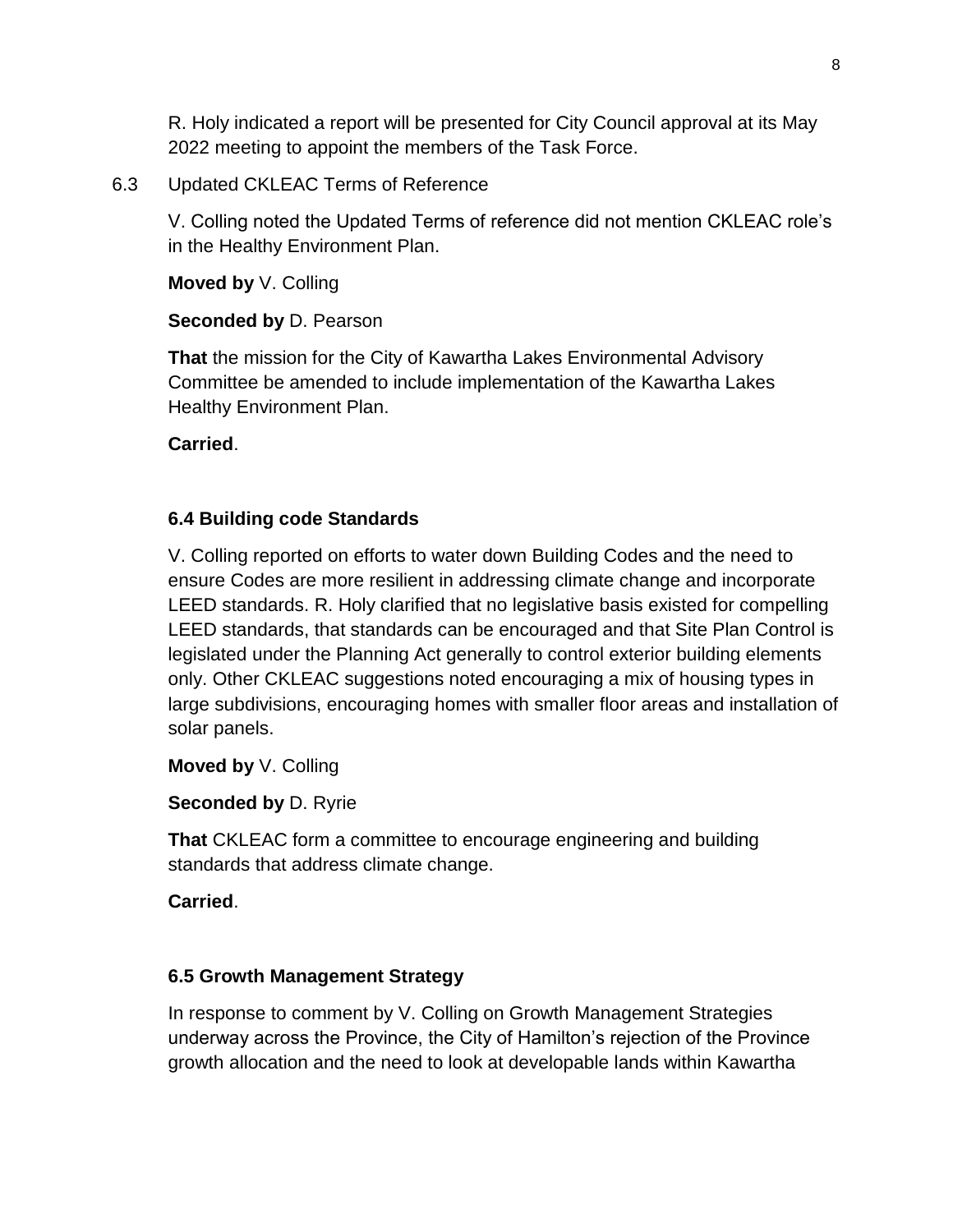R. Holy indicated a report will be presented for City Council approval at its May 2022 meeting to appoint the members of the Task Force.

6.3 Updated CKLEAC Terms of Reference

V. Colling noted the Updated Terms of reference did not mention CKLEAC role's in the Healthy Environment Plan.

**Moved by** V. Colling

**Seconded by** D. Pearson

**That** the mission for the City of Kawartha Lakes Environmental Advisory Committee be amended to include implementation of the Kawartha Lakes Healthy Environment Plan.

**Carried**.

### 6.4 Building code Standards

V. Colling reported on efforts to water down Building Codes and the need to ensure Codes are more resilient in addressing climate change and incorporate LEED standards. R. Holy clarified that no legislative basis existed for compelling LEED standards, that standards can be encouraged and that Site Plan Control is legislated under the Planning Act generally to control exterior building elements only. Other CKLEAC suggestions noted encouraging a mix of housing types in large subdivisions, encouraging homes with smaller floor areas and installation of solar panels.

**Moved by** V. Colling

**Seconded by** D. Ryrie

**That** CKLEAC form a committee to encourage engineering and building standards that address climate change.

**Carried**.

### 6.5 Growth Management Strategy

In response to comment by V. Colling on Growth Management Strategies underway across the Province, the City of Hamilton's rejection of the Province growth allocation and the need to look at developable lands within Kawartha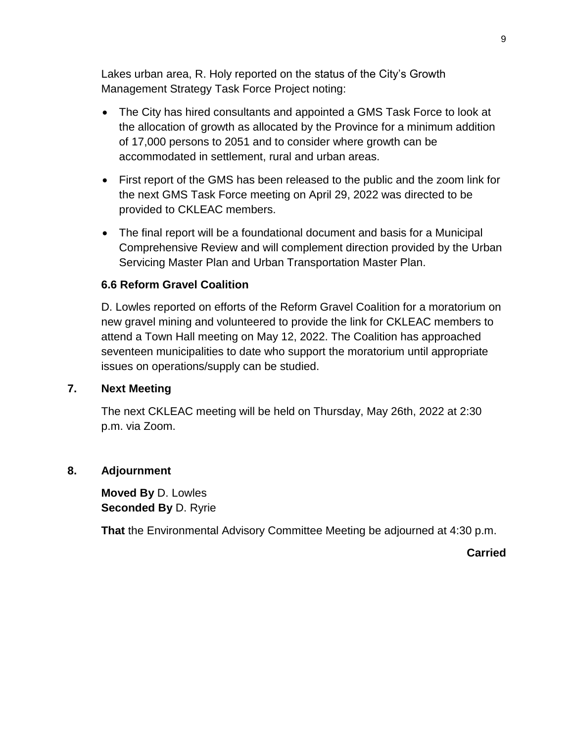Lakes urban area, R. Holy reported on the status of the City's Growth Management Strategy Task Force Project noting:

- The City has hired consultants and appointed a GMS Task Force to look at the allocation of growth as allocated by the Province for a minimum addition of 17,000 persons to 2051 and to consider where growth can be accommodated in settlement, rural and urban areas.
- First report of the GMS has been released to the public and the zoom link for the next GMS Task Force meeting on April 29, 2022 was directed to be provided to CKLEAC members.
- The final report will be a foundational document and basis for a Municipal Comprehensive Review and will complement direction provided by the Urban Servicing Master Plan and Urban Transportation Master Plan.

### 6.6 Reform Gravel Coalition

D. Lowles reported on efforts of the Reform Gravel Coalition for a moratorium on new gravel mining and volunteered to provide the link for CKLEAC members to attend a Town Hall meeting on May 12, 2022. The Coalition has approached seventeen municipalities to date who support the moratorium until appropriate issues on operations/supply can be studied.

## 7. Next Meeting

The next CKLEAC meeting will be held on Thursday, May 26th, 2022 at 2:30 p.m. via Zoom.

## 8. Adjournment

**Moved By** D. Lowles
**Seconded By** D. Ryrie

**That** the Environmental Advisory Committee Meeting be adjourned at 4:30 p.m.

**Carried**